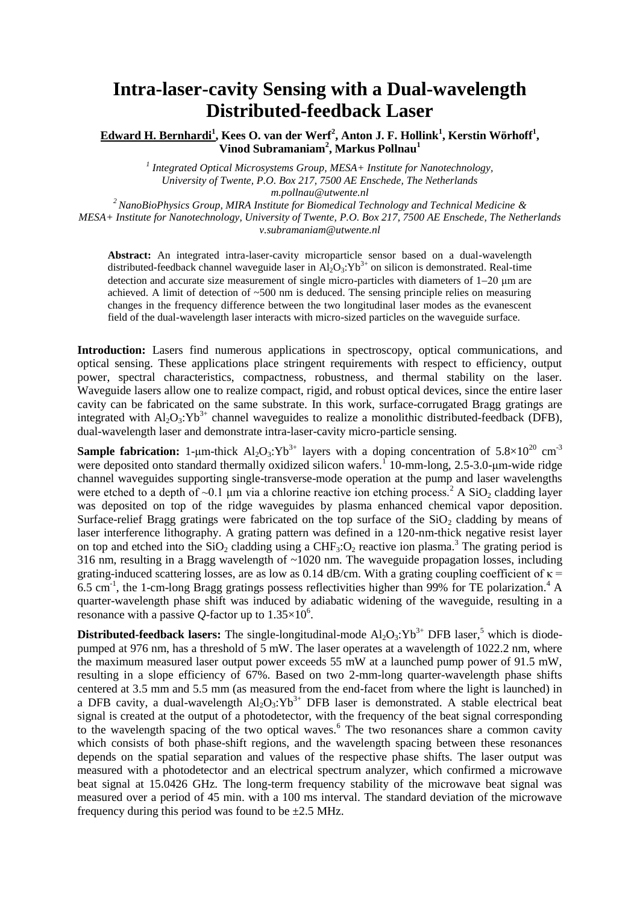# Intra-laser-cavity Sensing with a Dual-wavelength Distributed-feedback Laser

**Edward H. Bernhardi[1], Kees O. van der Werf[2], Anton J. F. Hollink[1], Kerstin Wörhoff[1], Vinod Subramaniam[2], Markus Pollnau[1]**

[1] *Integrated Optical Microsystems Group, MESA+ Institute for Nanotechnology, University of Twente, P.O. Box 217, 7500 AE Enschede, The Netherlands*
*m.pollnau@utwente.nl*

[2] *NanoBioPhysics Group, MIRA Institute for Biomedical Technology and Technical Medicine & MESA+ Institute for Nanotechnology, University of Twente, P.O. Box 217, 7500 AE Enschede, The Netherlands*
*v.subramaniam@utwente.nl*

**Abstract:** An integrated intra-laser-cavity microparticle sensor based on a dual-wavelength distributed-feedback channel waveguide laser in $Al_2O_3$:$Yb^{3+}$ on silicon is demonstrated. Real-time detection and accurate size measurement of single micro-particles with diameters of 1–20 μm are achieved. A limit of detection of ~500 nm is deduced. The sensing principle relies on measuring changes in the frequency difference between the two longitudinal laser modes as the evanescent field of the dual-wavelength laser interacts with micro-sized particles on the waveguide surface.

**Introduction:** Lasers find numerous applications in spectroscopy, optical communications, and optical sensing. These applications place stringent requirements with respect to efficiency, output power, spectral characteristics, compactness, robustness, and thermal stability on the laser. Waveguide lasers allow one to realize compact, rigid, and robust optical devices, since the entire laser cavity can be fabricated on the same substrate. In this work, surface-corrugated Bragg gratings are integrated with $Al_2O_3$:$Yb^{3+}$ channel waveguides to realize a monolithic distributed-feedback (DFB), dual-wavelength laser and demonstrate intra-laser-cavity micro-particle sensing.

**Sample fabrication:** 1-μm-thick $Al_2O_3$:$Yb^{3+}$ layers with a doping concentration of $5.8\times10^{20}$ $cm^{-3}$ were deposited onto standard thermally oxidized silicon wafers.[1] 10-mm-long, 2.5-3.0-μm-wide ridge channel waveguides supporting single-transverse-mode operation at the pump and laser wavelengths were etched to a depth of ~0.1 μm via a chlorine reactive ion etching process.[2] A $SiO_2$ cladding layer was deposited on top of the ridge waveguides by plasma enhanced chemical vapor deposition. Surface-relief Bragg gratings were fabricated on the top surface of the $SiO_2$ cladding by means of laser interference lithography. A grating pattern was defined in a 120-nm-thick negative resist layer on top and etched into the $SiO_2$ cladding using a $CHF_3$:$O_2$ reactive ion plasma.[3] The grating period is 316 nm, resulting in a Bragg wavelength of ~1020 nm. The waveguide propagation losses, including grating-induced scattering losses, are as low as 0.14 dB/cm. With a grating coupling coefficient of $\kappa$ = 6.5 $cm^{-1}$, the 1-cm-long Bragg gratings possess reflectivities higher than 99% for TE polarization.[4] A quarter-wavelength phase shift was induced by adiabatic widening of the waveguide, resulting in a resonance with a passive $Q$-factor up to $1.35\times10^6$.

**Distributed-feedback lasers:** The single-longitudinal-mode $Al_2O_3$:$Yb^{3+}$ DFB laser,[5] which is diode-pumped at 976 nm, has a threshold of 5 mW. The laser operates at a wavelength of 1022.2 nm, where the maximum measured laser output power exceeds 55 mW at a launched pump power of 91.5 mW, resulting in a slope efficiency of 67%. Based on two 2-mm-long quarter-wavelength phase shifts centered at 3.5 mm and 5.5 mm (as measured from the end-facet from where the light is launched) in a DFB cavity, a dual-wavelength $Al_2O_3$:$Yb^{3+}$ DFB laser is demonstrated. A stable electrical beat signal is created at the output of a photodetector, with the frequency of the beat signal corresponding to the wavelength spacing of the two optical waves.[6] The two resonances share a common cavity which consists of both phase-shift regions, and the wavelength spacing between these resonances depends on the spatial separation and values of the respective phase shifts. The laser output was measured with a photodetector and an electrical spectrum analyzer, which confirmed a microwave beat signal at 15.0426 GHz. The long-term frequency stability of the microwave beat signal was measured over a period of 45 min. with a 100 ms interval. The standard deviation of the microwave frequency during this period was found to be ±2.5 MHz.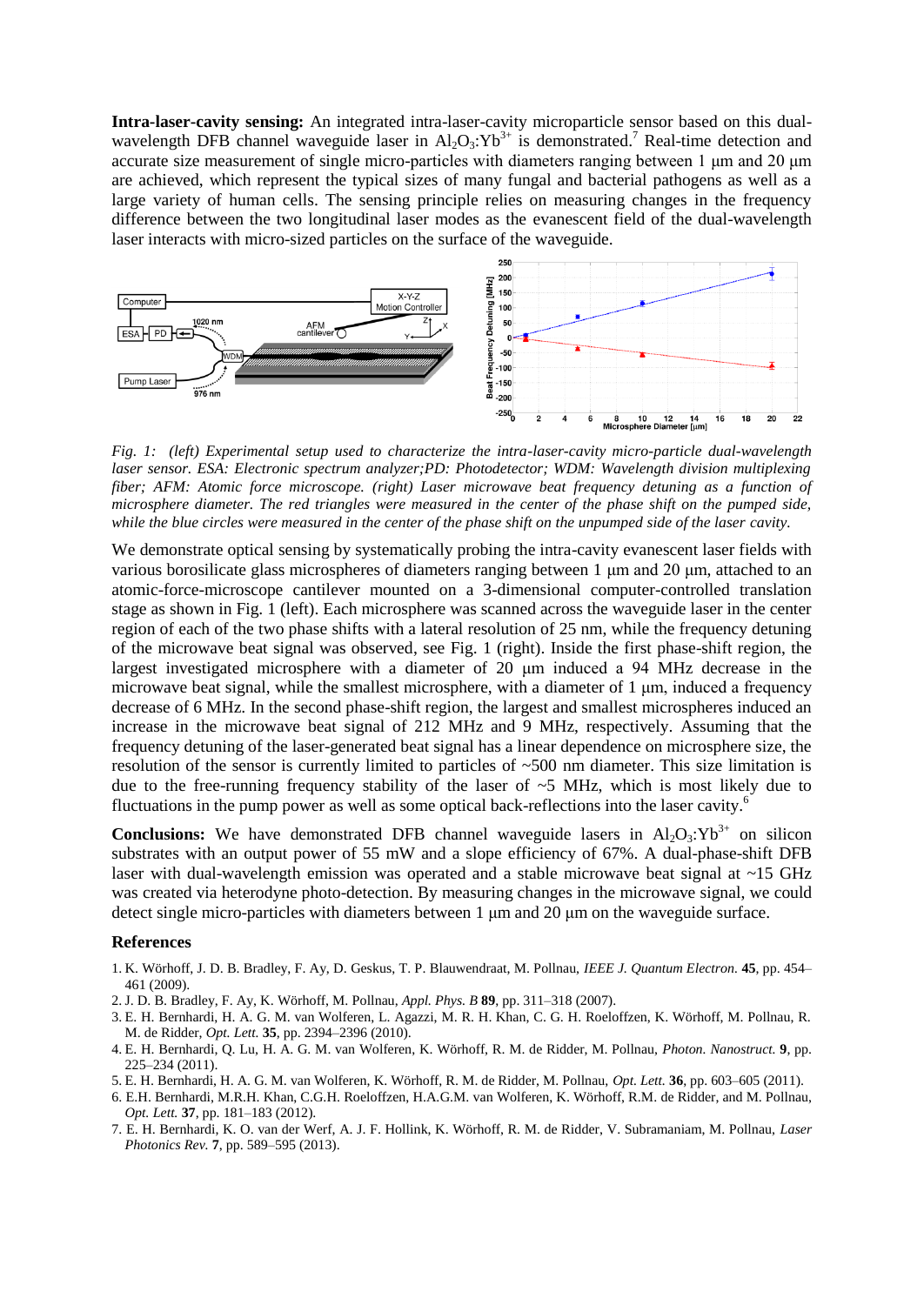**Intra-laser-cavity sensing:** An integrated intra-laser-cavity microparticle sensor based on this dual-wavelength DFB channel waveguide laser in $Al_2O_3$:$Yb^{3+}$ is demonstrated.[7] Real-time detection and accurate size measurement of single micro-particles with diameters ranging between 1 µm and 20 µm are achieved, which represent the typical sizes of many fungal and bacterial pathogens as well as a large variety of human cells. The sensing principle relies on measuring changes in the frequency difference between the two longitudinal laser modes as the evanescent field of the dual-wavelength laser interacts with micro-sized particles on the surface of the waveguide.

Computer
ESA
PD
1020 nm
Pump Laser
976 nm
WDM
X-Y-Z
Motion Controller
AFM
cantilever
Z
X
Y

Beat Frequency Detuning [MHz]
250
200
150
100
50
0
-50
-100
-150
-200
-250
0 2 4 6 8 10 12 14 16 18 20 22
Microsphere Diameter [µm]

*Fig. 1: (left) Experimental setup used to characterize the intra-laser-cavity micro-particle dual-wavelength laser sensor. ESA: Electronic spectrum analyzer;PD: Photodetector; WDM: Wavelength division multiplexing fiber; AFM: Atomic force microscope. (right) Laser microwave beat frequency detuning as a function of microsphere diameter. The red triangles were measured in the center of the phase shift on the pumped side, while the blue circles were measured in the center of the phase shift on the unpumped side of the laser cavity.*

We demonstrate optical sensing by systematically probing the intra-cavity evanescent laser fields with various borosilicate glass microspheres of diameters ranging between 1 µm and 20 µm, attached to an atomic-force-microscope cantilever mounted on a 3-dimensional computer-controlled translation stage as shown in Fig. 1 (left). Each microsphere was scanned across the waveguide laser in the center region of each of the two phase shifts with a lateral resolution of 25 nm, while the frequency detuning of the microwave beat signal was observed, see Fig. 1 (right). Inside the first phase-shift region, the largest investigated microsphere with a diameter of 20 µm induced a 94 MHz decrease in the microwave beat signal, while the smallest microsphere, with a diameter of 1 µm, induced a frequency decrease of 6 MHz. In the second phase-shift region, the largest and smallest microspheres induced an increase in the microwave beat signal of 212 MHz and 9 MHz, respectively. Assuming that the frequency detuning of the laser-generated beat signal has a linear dependence on microsphere size, the resolution of the sensor is currently limited to particles of ~500 nm diameter. This size limitation is due to the free-running frequency stability of the laser of ~5 MHz, which is most likely due to fluctuations in the pump power as well as some optical back-reflections into the laser cavity.[6]

**Conclusions:** We have demonstrated DFB channel waveguide lasers in $Al_2O_3$:$Yb^{3+}$ on silicon substrates with an output power of 55 mW and a slope efficiency of 67%. A dual-phase-shift DFB laser with dual-wavelength emission was operated and a stable microwave beat signal at ~15 GHz was created via heterodyne photo-detection. By measuring changes in the microwave signal, we could detect single micro-particles with diameters between 1 µm and 20 µm on the waveguide surface.

## References

1. K. Wörhoff, J. D. B. Bradley, F. Ay, D. Geskus, T. P. Blauwendraat, M. Pollnau, *IEEE J. Quantum Electron.* **45**, pp. 454–461 (2009).
2. J. D. B. Bradley, F. Ay, K. Wörhoff, M. Pollnau, *Appl. Phys. B* **89**, pp. 311–318 (2007).
3. E. H. Bernhardi, H. A. G. M. van Wolferen, L. Agazzi, M. R. H. Khan, C. G. H. Roeloffzen, K. Wörhoff, M. Pollnau, R. M. de Ridder, *Opt. Lett.* **35**, pp. 2394–2396 (2010).
4. E. H. Bernhardi, Q. Lu, H. A. G. M. van Wolferen, K. Wörhoff, R. M. de Ridder, M. Pollnau, *Photon. Nanostruct.* **9**, pp. 225–234 (2011).
5. E. H. Bernhardi, H. A. G. M. van Wolferen, K. Wörhoff, R. M. de Ridder, M. Pollnau, *Opt. Lett.* **36**, pp. 603–605 (2011).
6. E.H. Bernhardi, M.R.H. Khan, C.G.H. Roeloffzen, H.A.G.M. van Wolferen, K. Wörhoff, R.M. de Ridder, and M. Pollnau, *Opt. Lett.* **37**, pp. 181–183 (2012).
7. E. H. Bernhardi, K. O. van der Werf, A. J. F. Hollink, K. Wörhoff, R. M. de Ridder, V. Subramaniam, M. Pollnau, *Laser Photonics Rev.* **7**, pp. 589–595 (2013).